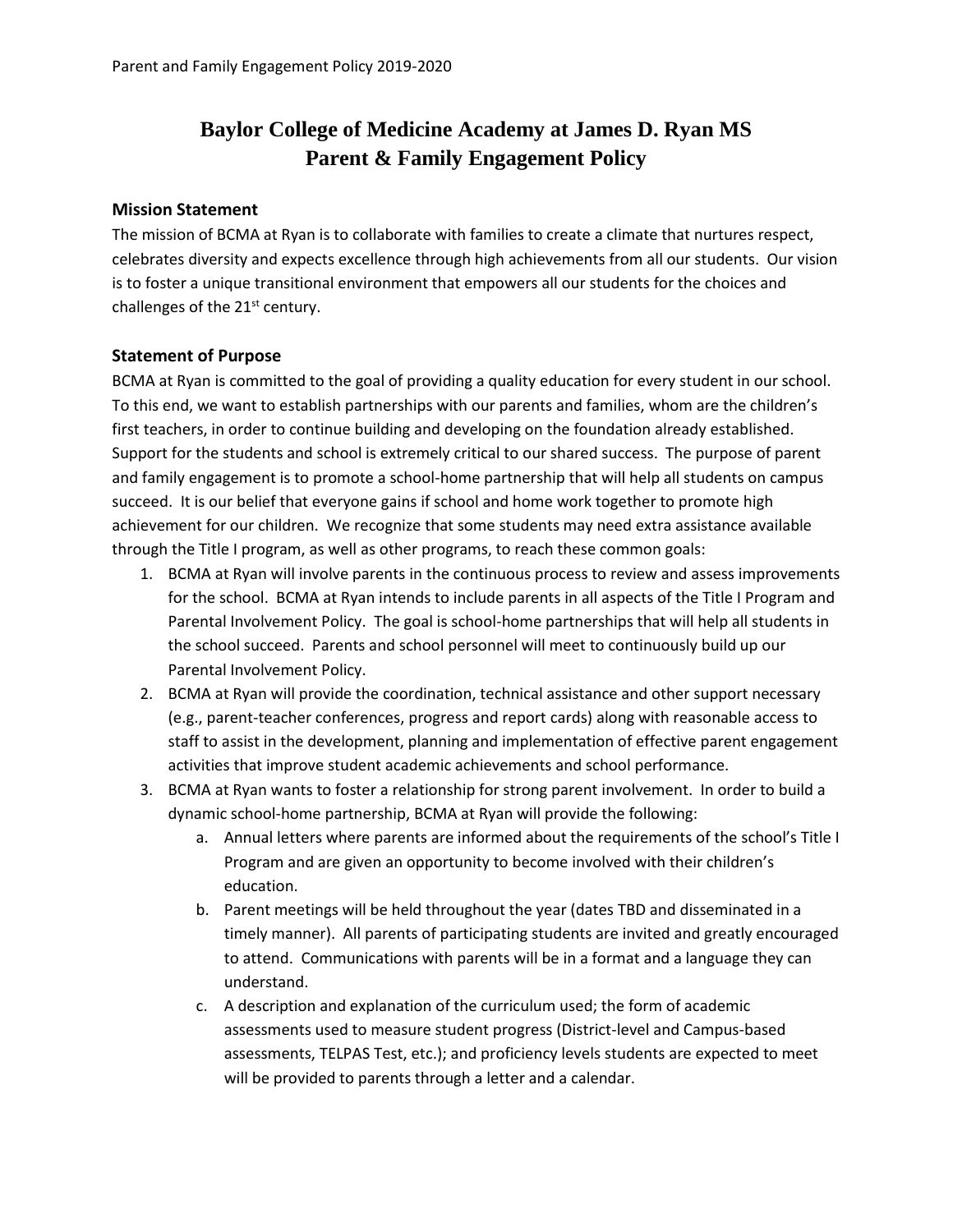# Baylor College of Medicine Academy at James D. Ryan MS
# Parent & Family Engagement Policy

## Mission Statement

The mission of BCMA at Ryan is to collaborate with families to create a climate that nurtures respect, celebrates diversity and expects excellence through high achievements from all our students. Our vision is to foster a unique transitional environment that empowers all our students for the choices and challenges of the 21st century.

## Statement of Purpose

BCMA at Ryan is committed to the goal of providing a quality education for every student in our school. To this end, we want to establish partnerships with our parents and families, whom are the children's first teachers, in order to continue building and developing on the foundation already established. Support for the students and school is extremely critical to our shared success. The purpose of parent and family engagement is to promote a school-home partnership that will help all students on campus succeed. It is our belief that everyone gains if school and home work together to promote high achievement for our children. We recognize that some students may need extra assistance available through the Title I program, as well as other programs, to reach these common goals:

1. BCMA at Ryan will involve parents in the continuous process to review and assess improvements for the school. BCMA at Ryan intends to include parents in all aspects of the Title I Program and Parental Involvement Policy. The goal is school-home partnerships that will help all students in the school succeed. Parents and school personnel will meet to continuously build up our Parental Involvement Policy.
2. BCMA at Ryan will provide the coordination, technical assistance and other support necessary (e.g., parent-teacher conferences, progress and report cards) along with reasonable access to staff to assist in the development, planning and implementation of effective parent engagement activities that improve student academic achievements and school performance.
3. BCMA at Ryan wants to foster a relationship for strong parent involvement. In order to build a dynamic school-home partnership, BCMA at Ryan will provide the following:
    a. Annual letters where parents are informed about the requirements of the school's Title I Program and are given an opportunity to become involved with their children's education.
    b. Parent meetings will be held throughout the year (dates TBD and disseminated in a timely manner). All parents of participating students are invited and greatly encouraged to attend. Communications with parents will be in a format and a language they can understand.
    c. A description and explanation of the curriculum used; the form of academic assessments used to measure student progress (District-level and Campus-based assessments, TELPAS Test, etc.); and proficiency levels students are expected to meet will be provided to parents through a letter and a calendar.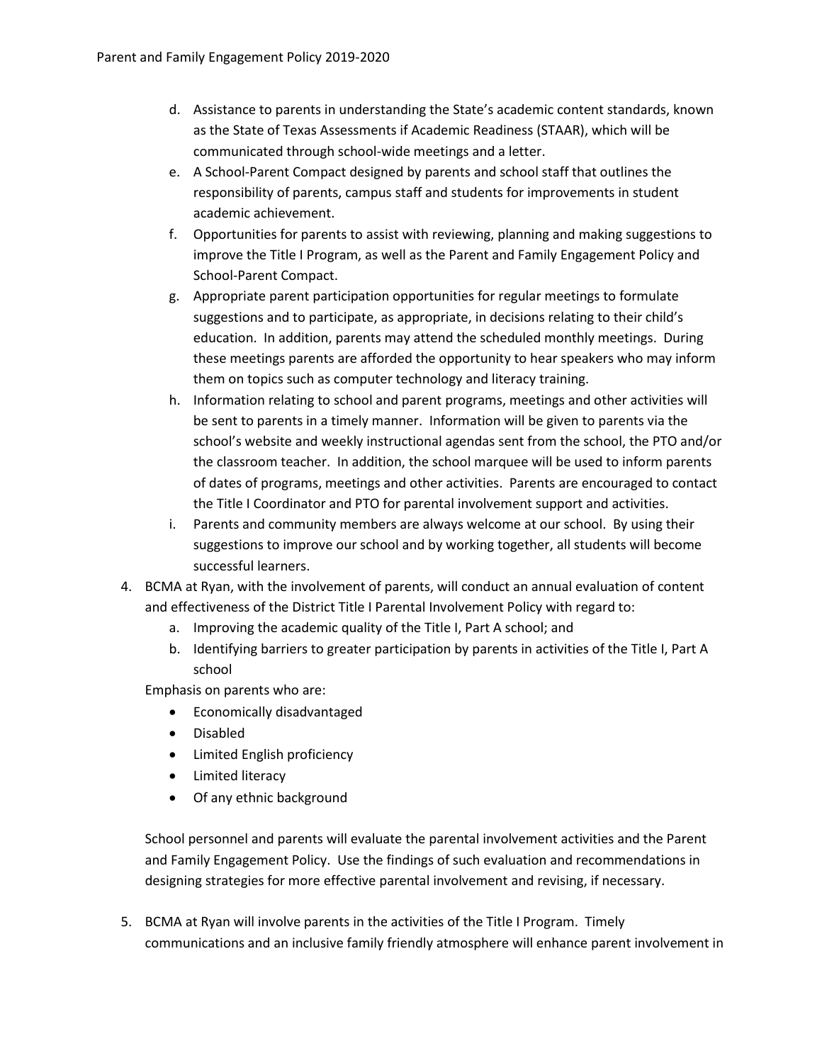d. Assistance to parents in understanding the State's academic content standards, known as the State of Texas Assessments if Academic Readiness (STAAR), which will be communicated through school-wide meetings and a letter.

e. A School-Parent Compact designed by parents and school staff that outlines the responsibility of parents, campus staff and students for improvements in student academic achievement.

f. Opportunities for parents to assist with reviewing, planning and making suggestions to improve the Title I Program, as well as the Parent and Family Engagement Policy and School-Parent Compact.

g. Appropriate parent participation opportunities for regular meetings to formulate suggestions and to participate, as appropriate, in decisions relating to their child's education. In addition, parents may attend the scheduled monthly meetings. During these meetings parents are afforded the opportunity to hear speakers who may inform them on topics such as computer technology and literacy training.

h. Information relating to school and parent programs, meetings and other activities will be sent to parents in a timely manner. Information will be given to parents via the school's website and weekly instructional agendas sent from the school, the PTO and/or the classroom teacher. In addition, the school marquee will be used to inform parents of dates of programs, meetings and other activities. Parents are encouraged to contact the Title I Coordinator and PTO for parental involvement support and activities.

i. Parents and community members are always welcome at our school. By using their suggestions to improve our school and by working together, all students will become successful learners.

4. BCMA at Ryan, with the involvement of parents, will conduct an annual evaluation of content and effectiveness of the District Title I Parental Involvement Policy with regard to:
   a. Improving the academic quality of the Title I, Part A school; and
   b. Identifying barriers to greater participation by parents in activities of the Title I, Part A school

   Emphasis on parents who are:

   - Economically disadvantaged
   - Disabled
   - Limited English proficiency
   - Limited literacy
   - Of any ethnic background

   School personnel and parents will evaluate the parental involvement activities and the Parent and Family Engagement Policy. Use the findings of such evaluation and recommendations in designing strategies for more effective parental involvement and revising, if necessary.

5. BCMA at Ryan will involve parents in the activities of the Title I Program. Timely communications and an inclusive family friendly atmosphere will enhance parent involvement in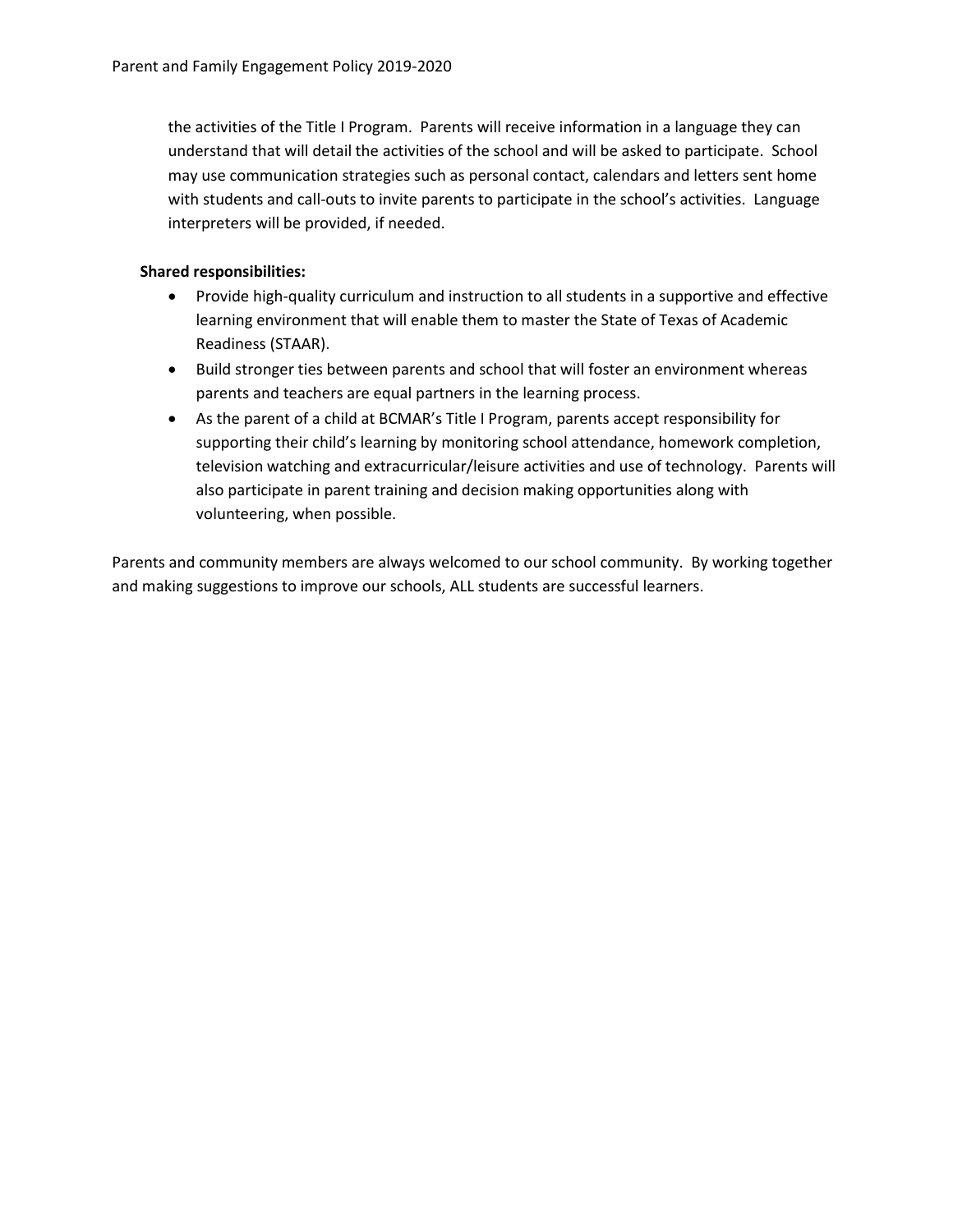the activities of the Title I Program. Parents will receive information in a language they can understand that will detail the activities of the school and will be asked to participate. School may use communication strategies such as personal contact, calendars and letters sent home with students and call-outs to invite parents to participate in the school's activities. Language interpreters will be provided, if needed.

**Shared responsibilities:**

- Provide high-quality curriculum and instruction to all students in a supportive and effective learning environment that will enable them to master the State of Texas of Academic Readiness (STAAR).
- Build stronger ties between parents and school that will foster an environment whereas parents and teachers are equal partners in the learning process.
- As the parent of a child at BCMAR's Title I Program, parents accept responsibility for supporting their child's learning by monitoring school attendance, homework completion, television watching and extracurricular/leisure activities and use of technology. Parents will also participate in parent training and decision making opportunities along with volunteering, when possible.

Parents and community members are always welcomed to our school community. By working together and making suggestions to improve our schools, ALL students are successful learners.